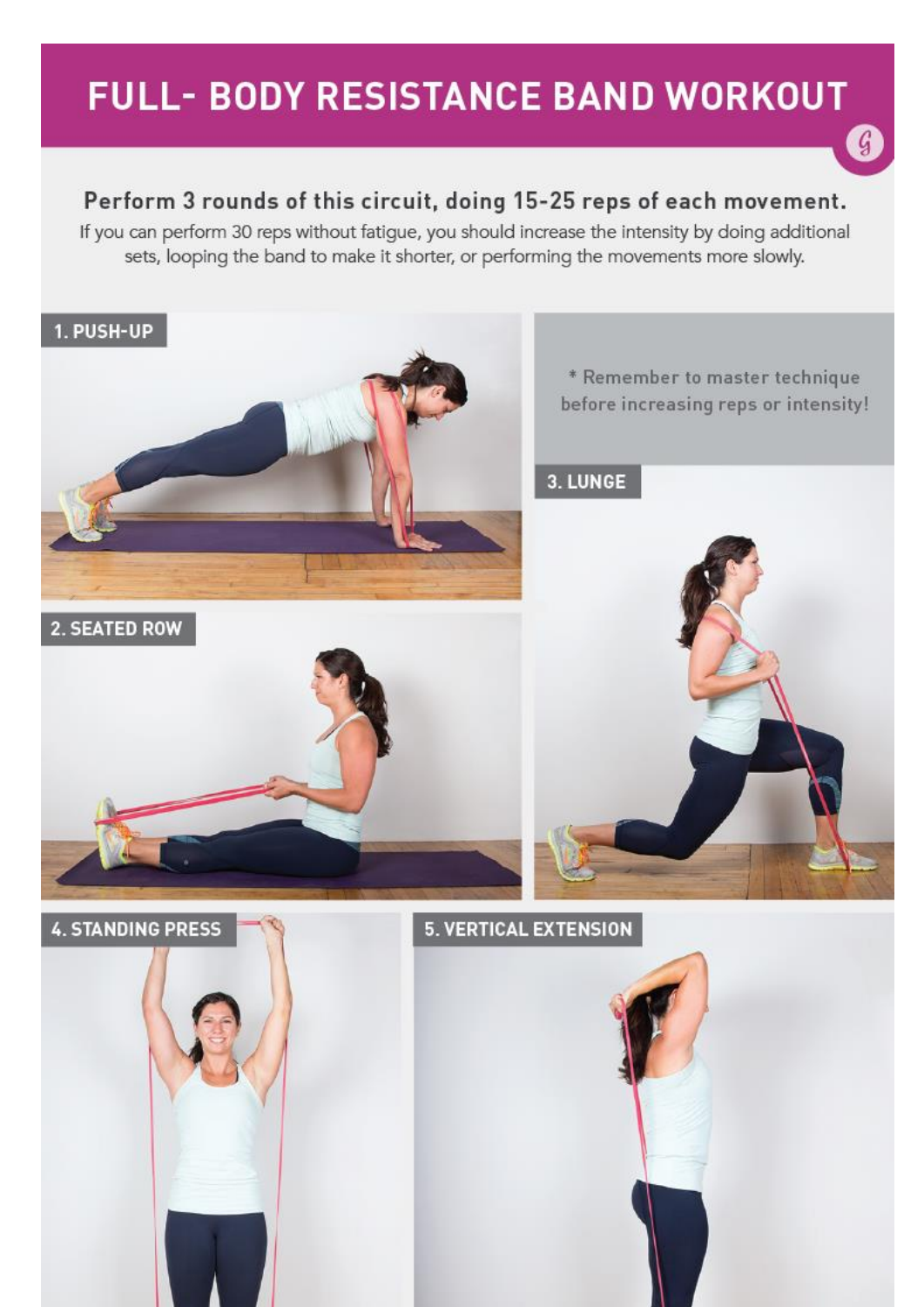# FULL- BODY RESISTANCE BAND WORKOUT

**Perform 3 rounds of this circuit, doing 15-25 reps of each movement.**

If you can perform 30 reps without fatigue, you should increase the intensity by doing additional sets, looping the band to make it shorter, or performing the movements more slowly.

**1. PUSH-UP**

* Remember to master technique before increasing reps or intensity!

**3. LUNGE**

**2. SEATED ROW**

**4. STANDING PRESS**

**5. VERTICAL EXTENSION**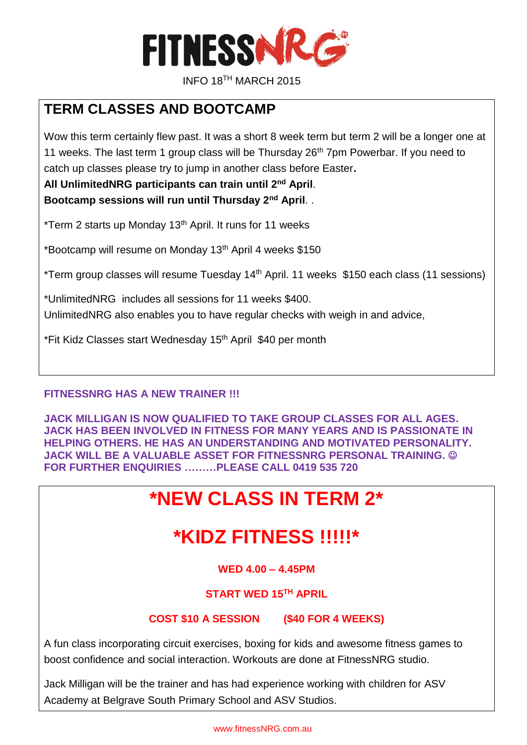# FITNESSNRG

INFO 18TH MARCH 2015

## TERM CLASSES AND BOOTCAMP

Wow this term certainly flew past. It was a short 8 week term but term 2 will be a longer one at 11 weeks. The last term 1 group class will be Thursday 26th 7pm Powerbar. If you need to catch up classes please try to jump in another class before Easter**.**

**All UnlimitedNRG participants can train until 2nd April**.

**Bootcamp sessions will run until Thursday 2nd April**. .

*Term 2 starts up Monday 13th April. It runs for 11 weeks

*Bootcamp will resume on Monday 13th April 4 weeks $150

*Term group classes will resume Tuesday 14th April. 11 weeks $150 each class (11 sessions)

*UnlimitedNRG includes all sessions for 11 weeks $400.
UnlimitedNRG also enables you to have regular checks with weigh in and advice,

*Fit Kidz Classes start Wednesday 15th April $40 per month

**FITNESSNRG HAS A NEW TRAINER !!!**

**JACK MILLIGAN IS NOW QUALIFIED TO TAKE GROUP CLASSES FOR ALL AGES. JACK HAS BEEN INVOLVED IN FITNESS FOR MANY YEARS AND IS PASSIONATE IN HELPING OTHERS. HE HAS AN UNDERSTANDING AND MOTIVATED PERSONALITY. JACK WILL BE A VALUABLE ASSET FOR FITNESSNRG PERSONAL TRAINING. ☺ FOR FURTHER ENQUIRIES ………PLEASE CALL 0419 535 720**

# *NEW CLASS IN TERM 2*

# *KIDZ FITNESS !!!!!*

**WED 4.00 – 4.45PM**

**START WED 15TH APRIL**

**COST $10 A SESSION ($40 FOR 4 WEEKS)**

A fun class incorporating circuit exercises, boxing for kids and awesome fitness games to boost confidence and social interaction. Workouts are done at FitnessNRG studio.

Jack Milligan will be the trainer and has had experience working with children for ASV Academy at Belgrave South Primary School and ASV Studios.

www.fitnessNRG.com.au